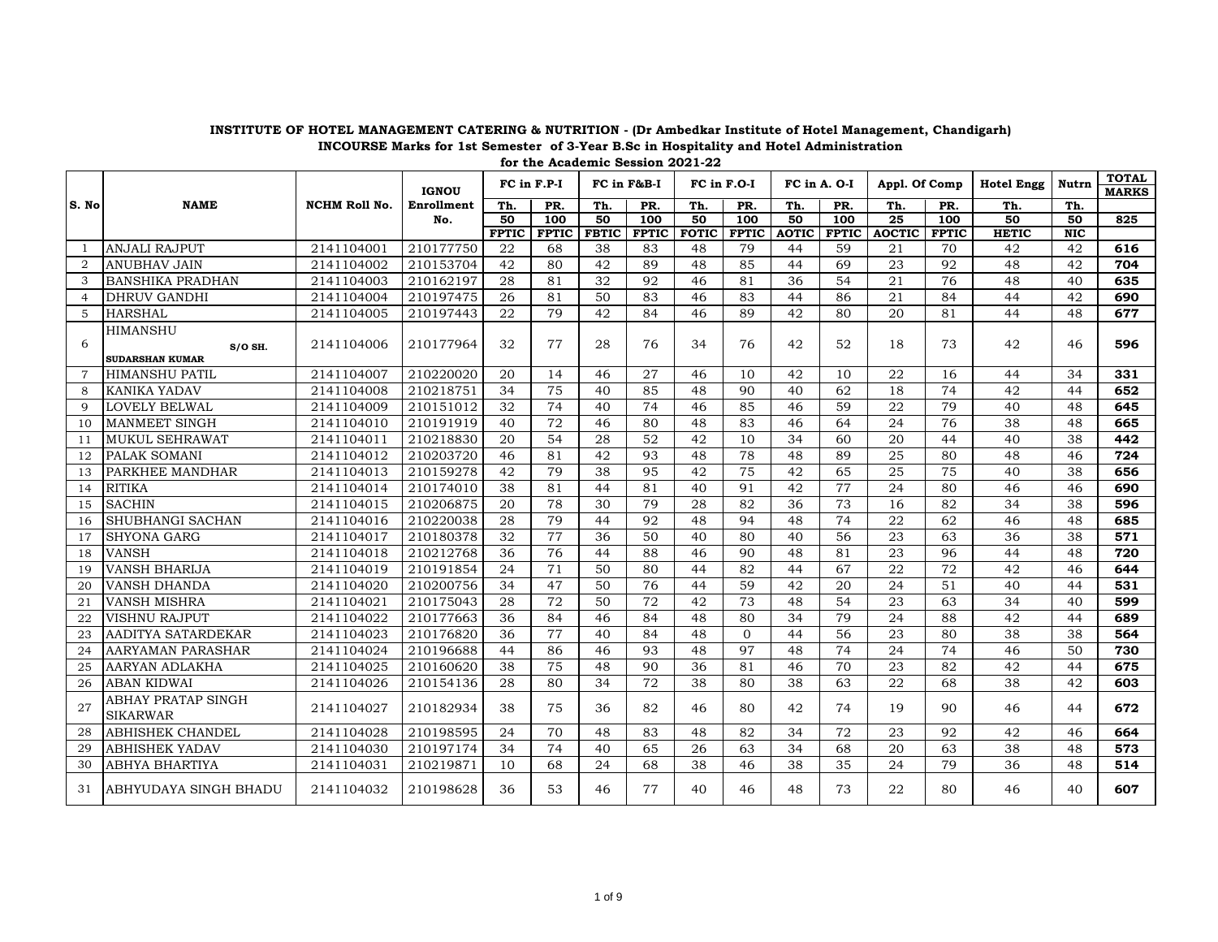**INSTITUTE OF HOTEL MANAGEMENT CATERING & NUTRITION - (Dr Ambedkar Institute of Hotel Management, Chandigarh)**

**INCOURSE Marks for 1st Semester of 3-Year B.Sc in Hospitality and Hotel Administration**

**for the Academic Session 2021-22**

| S. No | NAME | NCHM Roll No. | IGNOU Enrollment No. | FC in F.P-I | | FC in F&B-I | | FC in F.O-I | | FC in A. O-I | | Appl. Of Comp | | Hotel Engg | Nutrn | TOTAL MARKS |
|---|---|---|---|---|---|---|---|---|---|---|---|---|---|---|---|---|
| | | | | Th. | PR. | Th. | PR. | Th. | PR. | Th. | PR. | Th. | PR. | Th. | Th. | |
| | | | | 50 | 100 | 50 | 100 | 50 | 100 | 50 | 100 | 25 | 100 | 50 | 50 | 825 |
| | | | | FPTIC | FPTIC | FBTIC | FPTIC | FOTIC | FPTIC | AOTIC | FPTIC | AOCTIC | FPTIC | HETIC | NIC | |
| 1 | ANJALI RAJPUT | 2141104001 | 210177750 | 22 | 68 | 38 | 83 | 48 | 79 | 44 | 59 | 21 | 70 | 42 | 42 | **616** |
| 2 | ANUBHAV JAIN | 2141104002 | 210153704 | 42 | 80 | 42 | 89 | 48 | 85 | 44 | 69 | 23 | 92 | 48 | 42 | **704** |
| 3 | BANSHIKA PRADHAN | 2141104003 | 210162197 | 28 | 81 | 32 | 92 | 46 | 81 | 36 | 54 | 21 | 76 | 48 | 40 | **635** |
| 4 | DHRUV GANDHI | 2141104004 | 210197475 | 26 | 81 | 50 | 83 | 46 | 83 | 44 | 86 | 21 | 84 | 44 | 42 | **690** |
| 5 | HARSHAL | 2141104005 | 210197443 | 22 | 79 | 42 | 84 | 46 | 89 | 42 | 80 | 20 | 81 | 44 | 48 | **677** |
| 6 | HIMANSHU S/O SH. SUDARSHAN KUMAR | 2141104006 | 210177964 | 32 | 77 | 28 | 76 | 34 | 76 | 42 | 52 | 18 | 73 | 42 | 46 | **596** |
| 7 | HIMANSHU PATIL | 2141104007 | 210220020 | 20 | 14 | 46 | 27 | 46 | 10 | 42 | 10 | 22 | 16 | 44 | 34 | **331** |
| 8 | KANIKA YADAV | 2141104008 | 210218751 | 34 | 75 | 40 | 85 | 48 | 90 | 40 | 62 | 18 | 74 | 42 | 44 | **652** |
| 9 | LOVELY BELWAL | 2141104009 | 210151012 | 32 | 74 | 40 | 74 | 46 | 85 | 46 | 59 | 22 | 79 | 40 | 48 | **645** |
| 10 | MANMEET SINGH | 2141104010 | 210191919 | 40 | 72 | 46 | 80 | 48 | 83 | 46 | 64 | 24 | 76 | 38 | 48 | **665** |
| 11 | MUKUL SEHRAWAT | 2141104011 | 210218830 | 20 | 54 | 28 | 52 | 42 | 10 | 34 | 60 | 20 | 44 | 40 | 38 | **442** |
| 12 | PALAK SOMANI | 2141104012 | 210203720 | 46 | 81 | 42 | 93 | 48 | 78 | 48 | 89 | 25 | 80 | 48 | 46 | **724** |
| 13 | PARKHEE MANDHAR | 2141104013 | 210159278 | 42 | 79 | 38 | 95 | 42 | 75 | 42 | 65 | 25 | 75 | 40 | 38 | **656** |
| 14 | RITIKA | 2141104014 | 210174010 | 38 | 81 | 44 | 81 | 40 | 91 | 42 | 77 | 24 | 80 | 46 | 46 | **690** |
| 15 | SACHIN | 2141104015 | 210206875 | 20 | 78 | 30 | 79 | 28 | 82 | 36 | 73 | 16 | 82 | 34 | 38 | **596** |
| 16 | SHUBHANGI SACHAN | 2141104016 | 210220038 | 28 | 79 | 44 | 92 | 48 | 94 | 48 | 74 | 22 | 62 | 46 | 48 | **685** |
| 17 | SHYONA GARG | 2141104017 | 210180378 | 32 | 77 | 36 | 50 | 40 | 80 | 40 | 56 | 23 | 63 | 36 | 38 | **571** |
| 18 | VANSH | 2141104018 | 210212768 | 36 | 76 | 44 | 88 | 46 | 90 | 48 | 81 | 23 | 96 | 44 | 48 | **720** |
| 19 | VANSH BHARIJA | 2141104019 | 210191854 | 24 | 71 | 50 | 80 | 44 | 82 | 44 | 67 | 22 | 72 | 42 | 46 | **644** |
| 20 | VANSH DHANDA | 2141104020 | 210200756 | 34 | 47 | 50 | 76 | 44 | 59 | 42 | 20 | 24 | 51 | 40 | 44 | **531** |
| 21 | VANSH MISHRA | 2141104021 | 210175043 | 28 | 72 | 50 | 72 | 42 | 73 | 48 | 54 | 23 | 63 | 34 | 40 | **599** |
| 22 | VISHNU RAJPUT | 2141104022 | 210177663 | 36 | 84 | 46 | 84 | 48 | 80 | 34 | 79 | 24 | 88 | 42 | 44 | **689** |
| 23 | AADITYA SATARDEKAR | 2141104023 | 210176820 | 36 | 77 | 40 | 84 | 48 | 0 | 44 | 56 | 23 | 80 | 38 | 38 | **564** |
| 24 | AARYAMAN PARASHAR | 2141104024 | 210196688 | 44 | 86 | 46 | 93 | 48 | 97 | 48 | 74 | 24 | 74 | 46 | 50 | **730** |
| 25 | AARYAN ADLAKHA | 2141104025 | 210160620 | 38 | 75 | 48 | 90 | 36 | 81 | 46 | 70 | 23 | 82 | 42 | 44 | **675** |
| 26 | ABAN KIDWAI | 2141104026 | 210154136 | 28 | 80 | 34 | 72 | 38 | 80 | 38 | 63 | 22 | 68 | 38 | 42 | **603** |
| 27 | ABHAY PRATAP SINGH SIKARWAR | 2141104027 | 210182934 | 38 | 75 | 36 | 82 | 46 | 80 | 42 | 74 | 19 | 90 | 46 | 44 | **672** |
| 28 | ABHISHEK CHANDEL | 2141104028 | 210198595 | 24 | 70 | 48 | 83 | 48 | 82 | 34 | 72 | 23 | 92 | 42 | 46 | **664** |
| 29 | ABHISHEK YADAV | 2141104030 | 210197174 | 34 | 74 | 40 | 65 | 26 | 63 | 34 | 68 | 20 | 63 | 38 | 48 | **573** |
| 30 | ABHYA BHARTIYA | 2141104031 | 210219871 | 10 | 68 | 24 | 68 | 38 | 46 | 38 | 35 | 24 | 79 | 36 | 48 | **514** |
| 31 | ABHYUDAYA SINGH BHADU | 2141104032 | 210198628 | 36 | 53 | 46 | 77 | 40 | 46 | 48 | 73 | 22 | 80 | 46 | 40 | **607** |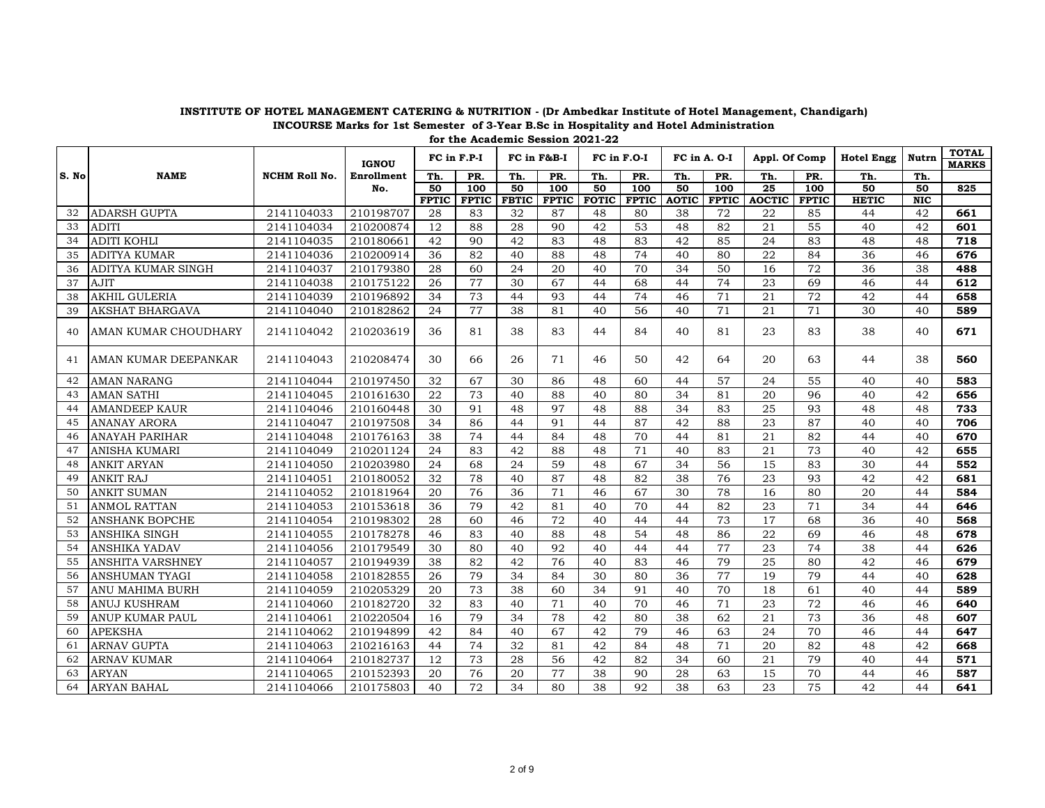**INSTITUTE OF HOTEL MANAGEMENT CATERING & NUTRITION - (Dr Ambedkar Institute of Hotel Management, Chandigarh)**

**INCOURSE Marks for 1st Semester of 3-Year B.Sc in Hospitality and Hotel Administration**

**for the Academic Session 2021-22**

| S. No | NAME | NCHM Roll No. | IGNOU Enrollment No. | FC in F.P-I | | FC in F&B-I | | FC in F.O-I | | FC in A. O-I | | Appl. Of Comp | | Hotel Engg | Nutrn | TOTAL MARKS |
|---|---|---|---|---|---|---|---|---|---|---|---|---|---|---|---|---|
| | | | | Th. | PR. | Th. | PR. | Th. | PR. | Th. | PR. | Th. | PR. | Th. | Th. | |
| | | | | 50 | 100 | 50 | 100 | 50 | 100 | 50 | 100 | 25 | 100 | 50 | 50 | 825 |
| | | | | FPTIC | FPTIC | FBTIC | FPTIC | FOTIC | FPTIC | AOTIC | FPTIC | AOCTIC | FPTIC | HETIC | NIC | |
| 32 | ADARSH GUPTA | 2141104033 | 210198707 | 28 | 83 | 32 | 87 | 48 | 80 | 38 | 72 | 22 | 85 | 44 | 42 | **661** |
| 33 | ADITI | 2141104034 | 210200874 | 12 | 88 | 28 | 90 | 42 | 53 | 48 | 82 | 21 | 55 | 40 | 42 | **601** |
| 34 | ADITI KOHLI | 2141104035 | 210180661 | 42 | 90 | 42 | 83 | 48 | 83 | 42 | 85 | 24 | 83 | 48 | 48 | **718** |
| 35 | ADITYA KUMAR | 2141104036 | 210200914 | 36 | 82 | 40 | 88 | 48 | 74 | 40 | 80 | 22 | 84 | 36 | 46 | **676** |
| 36 | ADITYA KUMAR SINGH | 2141104037 | 210179380 | 28 | 60 | 24 | 20 | 40 | 70 | 34 | 50 | 16 | 72 | 36 | 38 | **488** |
| 37 | AJIT | 2141104038 | 210175122 | 26 | 77 | 30 | 67 | 44 | 68 | 44 | 74 | 23 | 69 | 46 | 44 | **612** |
| 38 | AKHIL GULERIA | 2141104039 | 210196892 | 34 | 73 | 44 | 93 | 44 | 74 | 46 | 71 | 21 | 72 | 42 | 44 | **658** |
| 39 | AKSHAT BHARGAVA | 2141104040 | 210182862 | 24 | 77 | 38 | 81 | 40 | 56 | 40 | 71 | 21 | 71 | 30 | 40 | **589** |
| 40 | AMAN KUMAR CHOUDHARY | 2141104042 | 210203619 | 36 | 81 | 38 | 83 | 44 | 84 | 40 | 81 | 23 | 83 | 38 | 40 | **671** |
| 41 | AMAN KUMAR DEEPANKAR | 2141104043 | 210208474 | 30 | 66 | 26 | 71 | 46 | 50 | 42 | 64 | 20 | 63 | 44 | 38 | **560** |
| 42 | AMAN NARANG | 2141104044 | 210197450 | 32 | 67 | 30 | 86 | 48 | 60 | 44 | 57 | 24 | 55 | 40 | 40 | **583** |
| 43 | AMAN SATHI | 2141104045 | 210161630 | 22 | 73 | 40 | 88 | 40 | 80 | 34 | 81 | 20 | 96 | 40 | 42 | **656** |
| 44 | AMANDEEP KAUR | 2141104046 | 210160448 | 30 | 91 | 48 | 97 | 48 | 88 | 34 | 83 | 25 | 93 | 48 | 48 | **733** |
| 45 | ANANAY ARORA | 2141104047 | 210197508 | 34 | 86 | 44 | 91 | 44 | 87 | 42 | 88 | 23 | 87 | 40 | 40 | **706** |
| 46 | ANAYAH PARIHAR | 2141104048 | 210176163 | 38 | 74 | 44 | 84 | 48 | 70 | 44 | 81 | 21 | 82 | 44 | 40 | **670** |
| 47 | ANISHA KUMARI | 2141104049 | 210201124 | 24 | 83 | 42 | 88 | 48 | 71 | 40 | 83 | 21 | 73 | 40 | 42 | **655** |
| 48 | ANKIT ARYAN | 2141104050 | 210203980 | 24 | 68 | 24 | 59 | 48 | 67 | 34 | 56 | 15 | 83 | 30 | 44 | **552** |
| 49 | ANKIT RAJ | 2141104051 | 210180052 | 32 | 78 | 40 | 87 | 48 | 82 | 38 | 76 | 23 | 93 | 42 | 42 | **681** |
| 50 | ANKIT SUMAN | 2141104052 | 210181964 | 20 | 76 | 36 | 71 | 46 | 67 | 30 | 78 | 16 | 80 | 20 | 44 | **584** |
| 51 | ANMOL RATTAN | 2141104053 | 210153618 | 36 | 79 | 42 | 81 | 40 | 70 | 44 | 82 | 23 | 71 | 34 | 44 | **646** |
| 52 | ANSHANK BOPCHE | 2141104054 | 210198302 | 28 | 60 | 46 | 72 | 40 | 44 | 44 | 73 | 17 | 68 | 36 | 40 | **568** |
| 53 | ANSHIKA SINGH | 2141104055 | 210178278 | 46 | 83 | 40 | 88 | 48 | 54 | 48 | 86 | 22 | 69 | 46 | 48 | **678** |
| 54 | ANSHIKA YADAV | 2141104056 | 210179549 | 30 | 80 | 40 | 92 | 40 | 44 | 44 | 77 | 23 | 74 | 38 | 44 | **626** |
| 55 | ANSHITA VARSHNEY | 2141104057 | 210194939 | 38 | 82 | 42 | 76 | 40 | 83 | 46 | 79 | 25 | 80 | 42 | 46 | **679** |
| 56 | ANSHUMAN TYAGI | 2141104058 | 210182855 | 26 | 79 | 34 | 84 | 30 | 80 | 36 | 77 | 19 | 79 | 44 | 40 | **628** |
| 57 | ANU MAHIMA BURH | 2141104059 | 210205329 | 20 | 73 | 38 | 60 | 34 | 91 | 40 | 70 | 18 | 61 | 40 | 44 | **589** |
| 58 | ANUJ KUSHRAM | 2141104060 | 210182720 | 32 | 83 | 40 | 71 | 40 | 70 | 46 | 71 | 23 | 72 | 46 | 46 | **640** |
| 59 | ANUP KUMAR PAUL | 2141104061 | 210220504 | 16 | 79 | 34 | 78 | 42 | 80 | 38 | 62 | 21 | 73 | 36 | 48 | **607** |
| 60 | APEKSHA | 2141104062 | 210194899 | 42 | 84 | 40 | 67 | 42 | 79 | 46 | 63 | 24 | 70 | 46 | 44 | **647** |
| 61 | ARNAV GUPTA | 2141104063 | 210216163 | 44 | 74 | 32 | 81 | 42 | 84 | 48 | 71 | 20 | 82 | 48 | 42 | **668** |
| 62 | ARNAV KUMAR | 2141104064 | 210182737 | 12 | 73 | 28 | 56 | 42 | 82 | 34 | 60 | 21 | 79 | 40 | 44 | **571** |
| 63 | ARYAN | 2141104065 | 210152393 | 20 | 76 | 20 | 77 | 38 | 90 | 28 | 63 | 15 | 70 | 44 | 46 | **587** |
| 64 | ARYAN BAHAL | 2141104066 | 210175803 | 40 | 72 | 34 | 80 | 38 | 92 | 38 | 63 | 23 | 75 | 42 | 44 | **641** |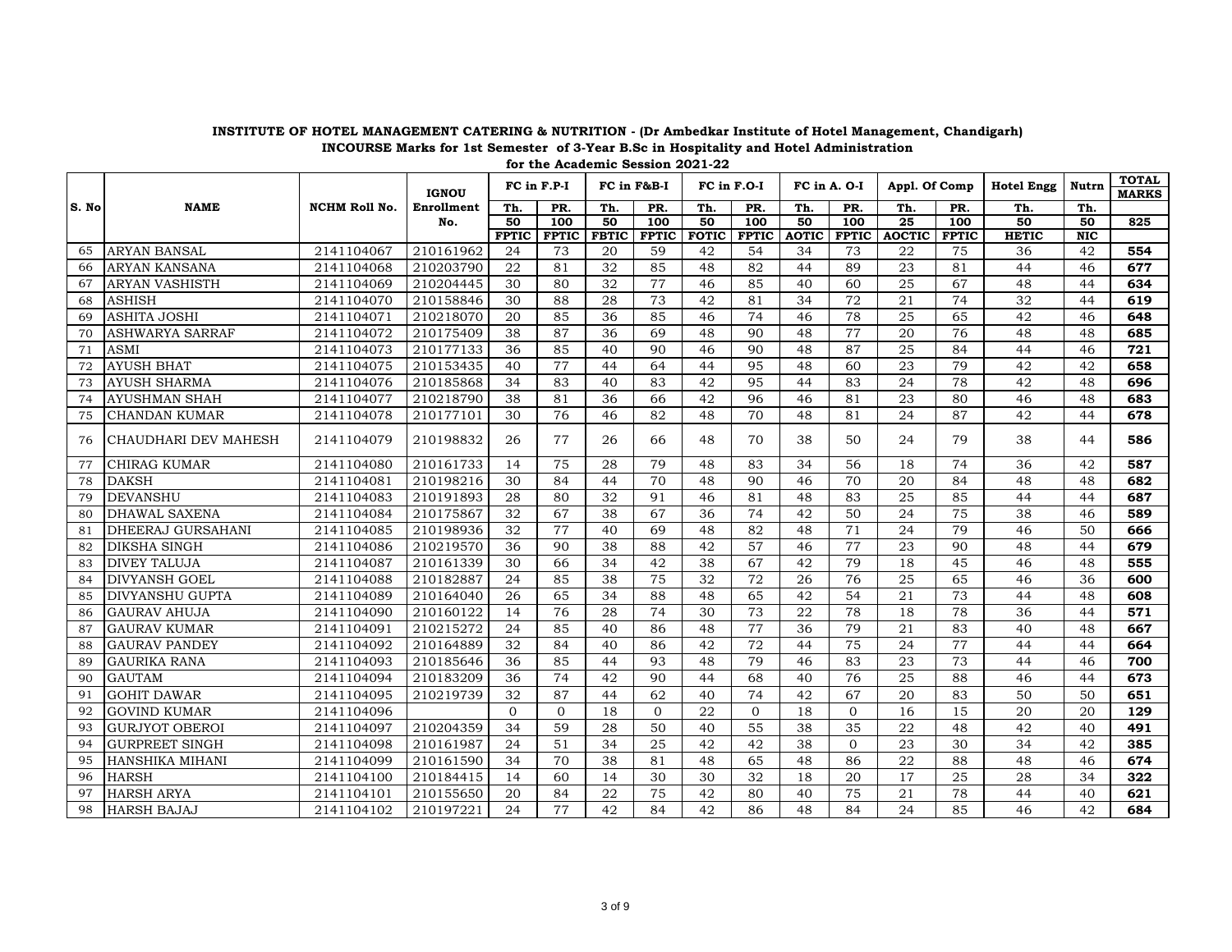**INSTITUTE OF HOTEL MANAGEMENT CATERING & NUTRITION - (Dr Ambedkar Institute of Hotel Management, Chandigarh)**

**INCOURSE Marks for 1st Semester of 3-Year B.Sc in Hospitality and Hotel Administration**

**for the Academic Session 2021-22**

| S. No | NAME | NCHM Roll No. | IGNOU Enrollment No. | FC in F.P-I | | FC in F&B-I | | FC in F.O-I | | FC in A. O-I | | Appl. Of Comp | | Hotel Engg | Nutrn | TOTAL MARKS |
|---|---|---|---|---|---|---|---|---|---|---|---|---|---|---|---|---|
| | | | | Th. | PR. | Th. | PR. | Th. | PR. | Th. | PR. | Th. | PR. | Th. | Th. | |
| | | | | 50 | 100 | 50 | 100 | 50 | 100 | 50 | 100 | 25 | 100 | 50 | 50 | 825 |
| | | | | FPTIC | FPTIC | FBTIC | FPTIC | FOTIC | FPTIC | AOTIC | FPTIC | AOCTIC | FPTIC | HETIC | NIC | |
| 65 | ARYAN BANSAL | 2141104067 | 210161962 | 24 | 73 | 20 | 59 | 42 | 54 | 34 | 73 | 22 | 75 | 36 | 42 | **554** |
| 66 | ARYAN KANSANA | 2141104068 | 210203790 | 22 | 81 | 32 | 85 | 48 | 82 | 44 | 89 | 23 | 81 | 44 | 46 | **677** |
| 67 | ARYAN VASHISTH | 2141104069 | 210204445 | 30 | 80 | 32 | 77 | 46 | 85 | 40 | 60 | 25 | 67 | 48 | 44 | **634** |
| 68 | ASHISH | 2141104070 | 210158846 | 30 | 88 | 28 | 73 | 42 | 81 | 34 | 72 | 21 | 74 | 32 | 44 | **619** |
| 69 | ASHITA JOSHI | 2141104071 | 210218070 | 20 | 85 | 36 | 85 | 46 | 74 | 46 | 78 | 25 | 65 | 42 | 46 | **648** |
| 70 | ASHWARYA SARRAF | 2141104072 | 210175409 | 38 | 87 | 36 | 69 | 48 | 90 | 48 | 77 | 20 | 76 | 48 | 48 | **685** |
| 71 | ASMI | 2141104073 | 210177133 | 36 | 85 | 40 | 90 | 46 | 90 | 48 | 87 | 25 | 84 | 44 | 46 | **721** |
| 72 | AYUSH BHAT | 2141104075 | 210153435 | 40 | 77 | 44 | 64 | 44 | 95 | 48 | 60 | 23 | 79 | 42 | 42 | **658** |
| 73 | AYUSH SHARMA | 2141104076 | 210185868 | 34 | 83 | 40 | 83 | 42 | 95 | 44 | 83 | 24 | 78 | 42 | 48 | **696** |
| 74 | AYUSHMAN SHAH | 2141104077 | 210218790 | 38 | 81 | 36 | 66 | 42 | 96 | 46 | 81 | 23 | 80 | 46 | 48 | **683** |
| 75 | CHANDAN KUMAR | 2141104078 | 210177101 | 30 | 76 | 46 | 82 | 48 | 70 | 48 | 81 | 24 | 87 | 42 | 44 | **678** |
| 76 | CHAUDHARI DEV MAHESH | 2141104079 | 210198832 | 26 | 77 | 26 | 66 | 48 | 70 | 38 | 50 | 24 | 79 | 38 | 44 | **586** |
| 77 | CHIRAG KUMAR | 2141104080 | 210161733 | 14 | 75 | 28 | 79 | 48 | 83 | 34 | 56 | 18 | 74 | 36 | 42 | **587** |
| 78 | DAKSH | 2141104081 | 210198216 | 30 | 84 | 44 | 70 | 48 | 90 | 46 | 70 | 20 | 84 | 48 | 48 | **682** |
| 79 | DEVANSHU | 2141104083 | 210191893 | 28 | 80 | 32 | 91 | 46 | 81 | 48 | 83 | 25 | 85 | 44 | 44 | **687** |
| 80 | DHAWAL SAXENA | 2141104084 | 210175867 | 32 | 67 | 38 | 67 | 36 | 74 | 42 | 50 | 24 | 75 | 38 | 46 | **589** |
| 81 | DHEERAJ GURSAHANI | 2141104085 | 210198936 | 32 | 77 | 40 | 69 | 48 | 82 | 48 | 71 | 24 | 79 | 46 | 50 | **666** |
| 82 | DIKSHA SINGH | 2141104086 | 210219570 | 36 | 90 | 38 | 88 | 42 | 57 | 46 | 77 | 23 | 90 | 48 | 44 | **679** |
| 83 | DIVEY TALUJA | 2141104087 | 210161339 | 30 | 66 | 34 | 42 | 38 | 67 | 42 | 79 | 18 | 45 | 46 | 48 | **555** |
| 84 | DIVYANSH GOEL | 2141104088 | 210182887 | 24 | 85 | 38 | 75 | 32 | 72 | 26 | 76 | 25 | 65 | 46 | 36 | **600** |
| 85 | DIVYANSHU GUPTA | 2141104089 | 210164040 | 26 | 65 | 34 | 88 | 48 | 65 | 42 | 54 | 21 | 73 | 44 | 48 | **608** |
| 86 | GAURAV AHUJA | 2141104090 | 210160122 | 14 | 76 | 28 | 74 | 30 | 73 | 22 | 78 | 18 | 78 | 36 | 44 | **571** |
| 87 | GAURAV KUMAR | 2141104091 | 210215272 | 24 | 85 | 40 | 86 | 48 | 77 | 36 | 79 | 21 | 83 | 40 | 48 | **667** |
| 88 | GAURAV PANDEY | 2141104092 | 210164889 | 32 | 84 | 40 | 86 | 42 | 72 | 44 | 75 | 24 | 77 | 44 | 44 | **664** |
| 89 | GAURIKA RANA | 2141104093 | 210185646 | 36 | 85 | 44 | 93 | 48 | 79 | 46 | 83 | 23 | 73 | 44 | 46 | **700** |
| 90 | GAUTAM | 2141104094 | 210183209 | 36 | 74 | 42 | 90 | 44 | 68 | 40 | 76 | 25 | 88 | 46 | 44 | **673** |
| 91 | GOHIT DAWAR | 2141104095 | 210219739 | 32 | 87 | 44 | 62 | 40 | 74 | 42 | 67 | 20 | 83 | 50 | 50 | **651** |
| 92 | GOVIND KUMAR | 2141104096 | | 0 | 0 | 18 | 0 | 22 | 0 | 18 | 0 | 16 | 15 | 20 | 20 | **129** |
| 93 | GURJYOT OBEROI | 2141104097 | 210204359 | 34 | 59 | 28 | 50 | 40 | 55 | 38 | 35 | 22 | 48 | 42 | 40 | **491** |
| 94 | GURPREET SINGH | 2141104098 | 210161987 | 24 | 51 | 34 | 25 | 42 | 42 | 38 | 0 | 23 | 30 | 34 | 42 | **385** |
| 95 | HANSHIKA MIHANI | 2141104099 | 210161590 | 34 | 70 | 38 | 81 | 48 | 65 | 48 | 86 | 22 | 88 | 48 | 46 | **674** |
| 96 | HARSH | 2141104100 | 210184415 | 14 | 60 | 14 | 30 | 30 | 32 | 18 | 20 | 17 | 25 | 28 | 34 | **322** |
| 97 | HARSH ARYA | 2141104101 | 210155650 | 20 | 84 | 22 | 75 | 42 | 80 | 40 | 75 | 21 | 78 | 44 | 40 | **621** |
| 98 | HARSH BAJAJ | 2141104102 | 210197221 | 24 | 77 | 42 | 84 | 42 | 86 | 48 | 84 | 24 | 85 | 46 | 42 | **684** |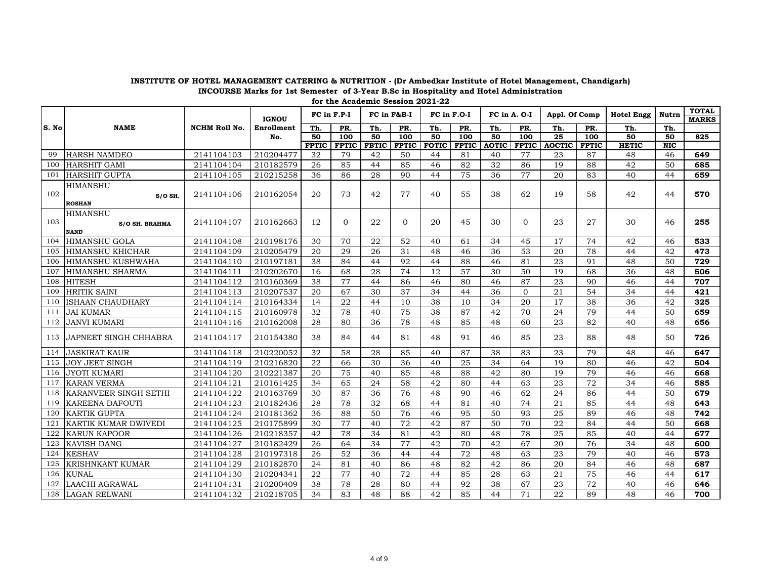**INSTITUTE OF HOTEL MANAGEMENT CATERING & NUTRITION - (Dr Ambedkar Institute of Hotel Management, Chandigarh)**
**INCOURSE Marks for 1st Semester of 3-Year B.Sc in Hospitality and Hotel Administration**
**for the Academic Session 2021-22**

| S. No | NAME | NCHM Roll No. | IGNOU Enrollment No. | FC in F.P-I | | FC in F&B-I | | FC in F.O-I | | FC in A. O-I | | Appl. Of Comp | | Hotel Engg | Nutrn | TOTAL MARKS |
|---|---|---|---|---|---|---|---|---|---|---|---|---|---|---|---|---|
| | | | | Th. | PR. | Th. | PR. | Th. | PR. | Th. | PR. | Th. | PR. | Th. | Th. | |
| | | | | 50 | 100 | 50 | 100 | 50 | 100 | 50 | 100 | 25 | 100 | 50 | 50 | 825 |
| | | | | FPTIC | FPTIC | FBTIC | FPTIC | FOTIC | FPTIC | AOTIC | FPTIC | AOCTIC | FPTIC | HETIC | NIC | |
| 99 | HARSH NAMDEO | 2141104103 | 210204477 | 32 | 79 | 42 | 50 | 44 | 81 | 40 | 77 | 23 | 87 | 48 | 46 | **649** |
| 100 | HARSHIT GAMI | 2141104104 | 210182579 | 26 | 85 | 44 | 85 | 46 | 82 | 32 | 86 | 19 | 88 | 42 | 50 | **685** |
| 101 | HARSHIT GUPTA | 2141104105 | 210215258 | 36 | 86 | 28 | 90 | 44 | 75 | 36 | 77 | 20 | 83 | 40 | 44 | **659** |
| 102 | HIMANSHU S/O SH. ROSHAN | 2141104106 | 210162054 | 20 | 73 | 42 | 77 | 40 | 55 | 38 | 62 | 19 | 58 | 42 | 44 | **570** |
| 103 | HIMANSHU S/O SH. BRAHMA NAND | 2141104107 | 210162663 | 12 | 0 | 22 | 0 | 20 | 45 | 30 | 0 | 23 | 27 | 30 | 46 | **255** |
| 104 | HIMANSHU GOLA | 2141104108 | 210198176 | 30 | 70 | 22 | 52 | 40 | 61 | 34 | 45 | 17 | 74 | 42 | 46 | **533** |
| 105 | HIMANSHU KHICHAR | 2141104109 | 210205479 | 20 | 29 | 26 | 31 | 48 | 46 | 36 | 53 | 20 | 78 | 44 | 42 | **473** |
| 106 | HIMANSHU KUSHWAHA | 2141104110 | 210197181 | 38 | 84 | 44 | 92 | 44 | 88 | 46 | 81 | 23 | 91 | 48 | 50 | **729** |
| 107 | HIMANSHU SHARMA | 2141104111 | 210202670 | 16 | 68 | 28 | 74 | 12 | 57 | 30 | 50 | 19 | 68 | 36 | 48 | **506** |
| 108 | HITESH | 2141104112 | 210160369 | 38 | 77 | 44 | 86 | 46 | 80 | 46 | 87 | 23 | 90 | 46 | 44 | **707** |
| 109 | HRITIK SAINI | 2141104113 | 210207537 | 20 | 67 | 30 | 37 | 34 | 44 | 36 | 0 | 21 | 54 | 34 | 44 | **421** |
| 110 | ISHAAN CHAUDHARY | 2141104114 | 210164334 | 14 | 22 | 44 | 10 | 38 | 10 | 34 | 20 | 17 | 38 | 36 | 42 | **325** |
| 111 | JAI KUMAR | 2141104115 | 210160978 | 32 | 78 | 40 | 75 | 38 | 87 | 42 | 70 | 24 | 79 | 44 | 50 | **659** |
| 112 | JANVI KUMARI | 2141104116 | 210162008 | 28 | 80 | 36 | 78 | 48 | 85 | 48 | 60 | 23 | 82 | 40 | 48 | **656** |
| 113 | JAPNEET SINGH CHHABRA | 2141104117 | 210154380 | 38 | 84 | 44 | 81 | 48 | 91 | 46 | 85 | 23 | 88 | 48 | 50 | **726** |
| 114 | JASKIRAT KAUR | 2141104118 | 210220052 | 32 | 58 | 28 | 85 | 40 | 87 | 38 | 83 | 23 | 79 | 48 | 46 | **647** |
| 115 | JOY JEET SINGH | 2141104119 | 210216820 | 22 | 66 | 30 | 36 | 40 | 25 | 34 | 64 | 19 | 80 | 46 | 42 | **504** |
| 116 | JYOTI KUMARI | 2141104120 | 210221387 | 20 | 75 | 40 | 85 | 48 | 88 | 42 | 80 | 19 | 79 | 46 | 46 | **668** |
| 117 | KARAN VERMA | 2141104121 | 210161425 | 34 | 65 | 24 | 58 | 42 | 80 | 44 | 63 | 23 | 72 | 34 | 46 | **585** |
| 118 | KARANVEER SINGH SETHI | 2141104122 | 210163769 | 30 | 87 | 36 | 76 | 48 | 90 | 46 | 62 | 24 | 86 | 44 | 50 | **679** |
| 119 | KAREENA DAFOUTI | 2141104123 | 210182436 | 28 | 78 | 32 | 68 | 44 | 81 | 40 | 74 | 21 | 85 | 44 | 48 | **643** |
| 120 | KARTIK GUPTA | 2141104124 | 210181362 | 36 | 88 | 50 | 76 | 46 | 95 | 50 | 93 | 25 | 89 | 46 | 48 | **742** |
| 121 | KARTIK KUMAR DWIVEDI | 2141104125 | 210175899 | 30 | 77 | 40 | 72 | 42 | 87 | 50 | 70 | 22 | 84 | 44 | 50 | **668** |
| 122 | KARUN KAPOOR | 2141104126 | 210218357 | 42 | 78 | 34 | 81 | 42 | 80 | 48 | 78 | 25 | 85 | 40 | 44 | **677** |
| 123 | KAVISH DANG | 2141104127 | 210182429 | 26 | 64 | 34 | 77 | 42 | 70 | 42 | 67 | 20 | 76 | 34 | 48 | **600** |
| 124 | KESHAV | 2141104128 | 210197318 | 26 | 52 | 36 | 44 | 44 | 72 | 48 | 63 | 23 | 79 | 40 | 46 | **573** |
| 125 | KRISHNKANT KUMAR | 2141104129 | 210182870 | 24 | 81 | 40 | 86 | 48 | 82 | 42 | 86 | 20 | 84 | 46 | 48 | **687** |
| 126 | KUNAL | 2141104130 | 210204341 | 22 | 77 | 40 | 72 | 44 | 85 | 28 | 63 | 21 | 75 | 46 | 44 | **617** |
| 127 | LAACHI AGRAWAL | 2141104131 | 210200409 | 38 | 78 | 28 | 80 | 44 | 92 | 38 | 67 | 23 | 72 | 40 | 46 | **646** |
| 128 | LAGAN RELWANI | 2141104132 | 210218705 | 34 | 83 | 48 | 88 | 42 | 85 | 44 | 71 | 22 | 89 | 48 | 46 | **700** |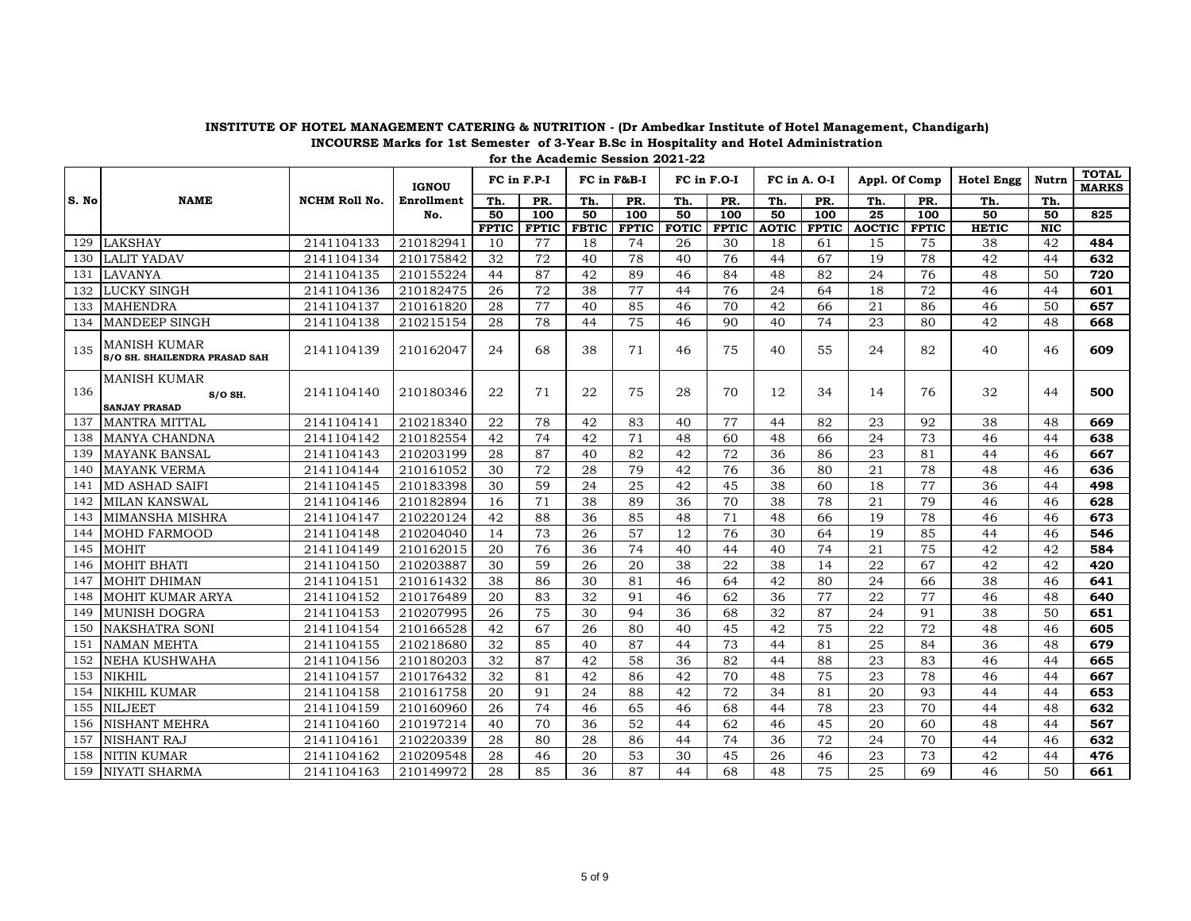**INSTITUTE OF HOTEL MANAGEMENT CATERING & NUTRITION - (Dr Ambedkar Institute of Hotel Management, Chandigarh)**

**INCOURSE Marks for 1st Semester of 3-Year B.Sc in Hospitality and Hotel Administration**

**for the Academic Session 2021-22**

| S. No | NAME | NCHM Roll No. | IGNOU Enrollment No. | FC in F.P-I | | FC in F&B-I | | FC in F.O-I | | FC in A. O-I | | Appl. Of Comp | | Hotel Engg | Nutrn | TOTAL MARKS |
|---|---|---|---|---|---|---|---|---|---|---|---|---|---|---|---|---|
| | | | | Th. | PR. | Th. | PR. | Th. | PR. | Th. | PR. | Th. | PR. | Th. | Th. | |
| | | | | 50 | 100 | 50 | 100 | 50 | 100 | 50 | 100 | 25 | 100 | 50 | 50 | 825 |
| | | | | FPTIC | FPTIC | FBTIC | FPTIC | FOTIC | FPTIC | AOTIC | FPTIC | AOCTIC | FPTIC | HETIC | NIC | |
| 129 | LAKSHAY | 2141104133 | 210182941 | 10 | 77 | 18 | 74 | 26 | 30 | 18 | 61 | 15 | 75 | 38 | 42 | **484** |
| 130 | LALIT YADAV | 2141104134 | 210175842 | 32 | 72 | 40 | 78 | 40 | 76 | 44 | 67 | 19 | 78 | 42 | 44 | **632** |
| 131 | LAVANYA | 2141104135 | 210155224 | 44 | 87 | 42 | 89 | 46 | 84 | 48 | 82 | 24 | 76 | 48 | 50 | **720** |
| 132 | LUCKY SINGH | 2141104136 | 210182475 | 26 | 72 | 38 | 77 | 44 | 76 | 24 | 64 | 18 | 72 | 46 | 44 | **601** |
| 133 | MAHENDRA | 2141104137 | 210161820 | 28 | 77 | 40 | 85 | 46 | 70 | 42 | 66 | 21 | 86 | 46 | 50 | **657** |
| 134 | MANDEEP SINGH | 2141104138 | 210215154 | 28 | 78 | 44 | 75 | 46 | 90 | 40 | 74 | 23 | 80 | 42 | 48 | **668** |
| 135 | MANISH KUMAR S/O SH. SHAILENDRA PRASAD SAH | 2141104139 | 210162047 | 24 | 68 | 38 | 71 | 46 | 75 | 40 | 55 | 24 | 82 | 40 | 46 | **609** |
| 136 | MANISH KUMAR S/O SH. SANJAY PRASAD | 2141104140 | 210180346 | 22 | 71 | 22 | 75 | 28 | 70 | 12 | 34 | 14 | 76 | 32 | 44 | **500** |
| 137 | MANTRA MITTAL | 2141104141 | 210218340 | 22 | 78 | 42 | 83 | 40 | 77 | 44 | 82 | 23 | 92 | 38 | 48 | **669** |
| 138 | MANYA CHANDNA | 2141104142 | 210182554 | 42 | 74 | 42 | 71 | 48 | 60 | 48 | 66 | 24 | 73 | 46 | 44 | **638** |
| 139 | MAYANK BANSAL | 2141104143 | 210203199 | 28 | 87 | 40 | 82 | 42 | 72 | 36 | 86 | 23 | 81 | 44 | 46 | **667** |
| 140 | MAYANK VERMA | 2141104144 | 210161052 | 30 | 72 | 28 | 79 | 42 | 76 | 36 | 80 | 21 | 78 | 48 | 46 | **636** |
| 141 | MD ASHAD SAIFI | 2141104145 | 210183398 | 30 | 59 | 24 | 25 | 42 | 45 | 38 | 60 | 18 | 77 | 36 | 44 | **498** |
| 142 | MILAN KANSWAL | 2141104146 | 210182894 | 16 | 71 | 38 | 89 | 36 | 70 | 38 | 78 | 21 | 79 | 46 | 46 | **628** |
| 143 | MIMANSHA MISHRA | 2141104147 | 210220124 | 42 | 88 | 36 | 85 | 48 | 71 | 48 | 66 | 19 | 78 | 46 | 46 | **673** |
| 144 | MOHD FARMOOD | 2141104148 | 210204040 | 14 | 73 | 26 | 57 | 12 | 76 | 30 | 64 | 19 | 85 | 44 | 46 | **546** |
| 145 | MOHIT | 2141104149 | 210162015 | 20 | 76 | 36 | 74 | 40 | 44 | 40 | 74 | 21 | 75 | 42 | 42 | **584** |
| 146 | MOHIT BHATI | 2141104150 | 210203887 | 30 | 59 | 26 | 20 | 38 | 22 | 38 | 14 | 22 | 67 | 42 | 42 | **420** |
| 147 | MOHIT DHIMAN | 2141104151 | 210161432 | 38 | 86 | 30 | 81 | 46 | 64 | 42 | 80 | 24 | 66 | 38 | 46 | **641** |
| 148 | MOHIT KUMAR ARYA | 2141104152 | 210176489 | 20 | 83 | 32 | 91 | 46 | 62 | 36 | 77 | 22 | 77 | 46 | 48 | **640** |
| 149 | MUNISH DOGRA | 2141104153 | 210207995 | 26 | 75 | 30 | 94 | 36 | 68 | 32 | 87 | 24 | 91 | 38 | 50 | **651** |
| 150 | NAKSHATRA SONI | 2141104154 | 210166528 | 42 | 67 | 26 | 80 | 40 | 45 | 42 | 75 | 22 | 72 | 48 | 46 | **605** |
| 151 | NAMAN MEHTA | 2141104155 | 210218680 | 32 | 85 | 40 | 87 | 44 | 73 | 44 | 81 | 25 | 84 | 36 | 48 | **679** |
| 152 | NEHA KUSHWAHA | 2141104156 | 210180203 | 32 | 87 | 42 | 58 | 36 | 82 | 44 | 88 | 23 | 83 | 46 | 44 | **665** |
| 153 | NIKHIL | 2141104157 | 210176432 | 32 | 81 | 42 | 86 | 42 | 70 | 48 | 75 | 23 | 78 | 46 | 44 | **667** |
| 154 | NIKHIL KUMAR | 2141104158 | 210161758 | 20 | 91 | 24 | 88 | 42 | 72 | 34 | 81 | 20 | 93 | 44 | 44 | **653** |
| 155 | NILJEET | 2141104159 | 210160960 | 26 | 74 | 46 | 65 | 46 | 68 | 44 | 78 | 23 | 70 | 44 | 48 | **632** |
| 156 | NISHANT MEHRA | 2141104160 | 210197214 | 40 | 70 | 36 | 52 | 44 | 62 | 46 | 45 | 20 | 60 | 48 | 44 | **567** |
| 157 | NISHANT RAJ | 2141104161 | 210220339 | 28 | 80 | 28 | 86 | 44 | 74 | 36 | 72 | 24 | 70 | 44 | 46 | **632** |
| 158 | NITIN KUMAR | 2141104162 | 210209548 | 28 | 46 | 20 | 53 | 30 | 45 | 26 | 46 | 23 | 73 | 42 | 44 | **476** |
| 159 | NIYATI SHARMA | 2141104163 | 210149972 | 28 | 85 | 36 | 87 | 44 | 68 | 48 | 75 | 25 | 69 | 46 | 50 | **661** |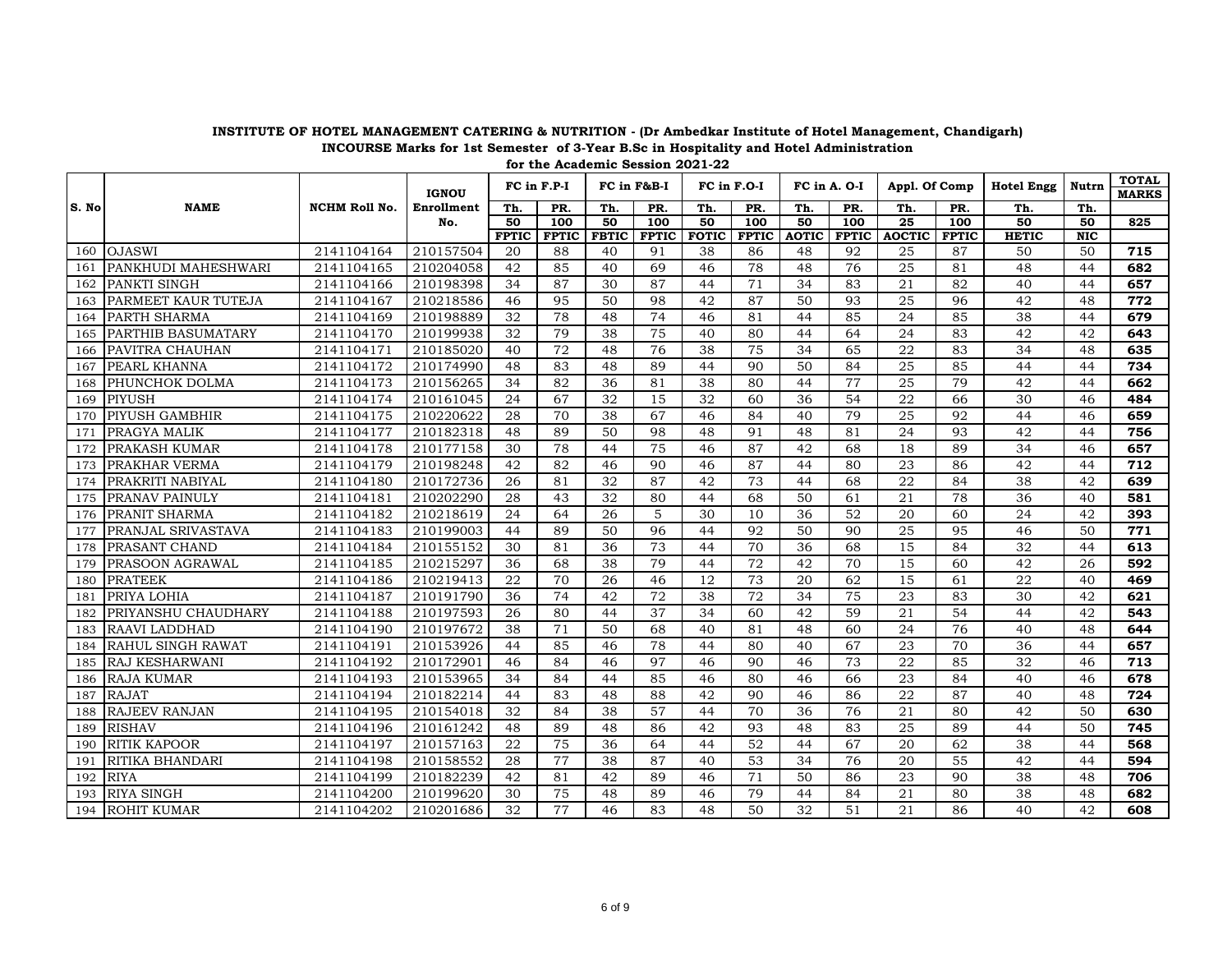**INSTITUTE OF HOTEL MANAGEMENT CATERING & NUTRITION - (Dr Ambedkar Institute of Hotel Management, Chandigarh)**
**INCOURSE Marks for 1st Semester of 3-Year B.Sc in Hospitality and Hotel Administration**
**for the Academic Session 2021-22**

| S. No | NAME | NCHM Roll No. | IGNOU Enrollment No. | FC in F.P-I | | FC in F&B-I | | FC in F.O-I | | FC in A. O-I | | Appl. Of Comp | | Hotel Engg | Nutrn | TOTAL MARKS |
|---|---|---|---|---|---|---|---|---|---|---|---|---|---|---|---|---|
| | | | | Th. | PR. | Th. | PR. | Th. | PR. | Th. | PR. | Th. | PR. | Th. | Th. | |
| | | | | 50 | 100 | 50 | 100 | 50 | 100 | 50 | 100 | 25 | 100 | 50 | 50 | 825 |
| | | | | FPTIC | FPTIC | FBTIC | FPTIC | FOTIC | FPTIC | AOTIC | FPTIC | AOCTIC | FPTIC | HETIC | NIC | |
| 160 | OJASWI | 2141104164 | 210157504 | 20 | 88 | 40 | 91 | 38 | 86 | 48 | 92 | 25 | 87 | 50 | 50 | **715** |
| 161 | PANKHUDI MAHESHWARI | 2141104165 | 210204058 | 42 | 85 | 40 | 69 | 46 | 78 | 48 | 76 | 25 | 81 | 48 | 44 | **682** |
| 162 | PANKTI SINGH | 2141104166 | 210198398 | 34 | 87 | 30 | 87 | 44 | 71 | 34 | 83 | 21 | 82 | 40 | 44 | **657** |
| 163 | PARMEET KAUR TUTEJA | 2141104167 | 210218586 | 46 | 95 | 50 | 98 | 42 | 87 | 50 | 93 | 25 | 96 | 42 | 48 | **772** |
| 164 | PARTH SHARMA | 2141104169 | 210198889 | 32 | 78 | 48 | 74 | 46 | 81 | 44 | 85 | 24 | 85 | 38 | 44 | **679** |
| 165 | PARTHIB BASUMATARY | 2141104170 | 210199938 | 32 | 79 | 38 | 75 | 40 | 80 | 44 | 64 | 24 | 83 | 42 | 42 | **643** |
| 166 | PAVITRA CHAUHAN | 2141104171 | 210185020 | 40 | 72 | 48 | 76 | 38 | 75 | 34 | 65 | 22 | 83 | 34 | 48 | **635** |
| 167 | PEARL KHANNA | 2141104172 | 210174990 | 48 | 83 | 48 | 89 | 44 | 90 | 50 | 84 | 25 | 85 | 44 | 44 | **734** |
| 168 | PHUNCHOK DOLMA | 2141104173 | 210156265 | 34 | 82 | 36 | 81 | 38 | 80 | 44 | 77 | 25 | 79 | 42 | 44 | **662** |
| 169 | PIYUSH | 2141104174 | 210161045 | 24 | 67 | 32 | 15 | 32 | 60 | 36 | 54 | 22 | 66 | 30 | 46 | **484** |
| 170 | PIYUSH GAMBHIR | 2141104175 | 210220622 | 28 | 70 | 38 | 67 | 46 | 84 | 40 | 79 | 25 | 92 | 44 | 46 | **659** |
| 171 | PRAGYA MALIK | 2141104177 | 210182318 | 48 | 89 | 50 | 98 | 48 | 91 | 48 | 81 | 24 | 93 | 42 | 44 | **756** |
| 172 | PRAKASH KUMAR | 2141104178 | 210177158 | 30 | 78 | 44 | 75 | 46 | 87 | 42 | 68 | 18 | 89 | 34 | 46 | **657** |
| 173 | PRAKHAR VERMA | 2141104179 | 210198248 | 42 | 82 | 46 | 90 | 46 | 87 | 44 | 80 | 23 | 86 | 42 | 44 | **712** |
| 174 | PRAKRITI NABIYAL | 2141104180 | 210172736 | 26 | 81 | 32 | 87 | 42 | 73 | 44 | 68 | 22 | 84 | 38 | 42 | **639** |
| 175 | PRANAV PAINULY | 2141104181 | 210202290 | 28 | 43 | 32 | 80 | 44 | 68 | 50 | 61 | 21 | 78 | 36 | 40 | **581** |
| 176 | PRANIT SHARMA | 2141104182 | 210218619 | 24 | 64 | 26 | 5 | 30 | 10 | 36 | 52 | 20 | 60 | 24 | 42 | **393** |
| 177 | PRANJAL SRIVASTAVA | 2141104183 | 210199003 | 44 | 89 | 50 | 96 | 44 | 92 | 50 | 90 | 25 | 95 | 46 | 50 | **771** |
| 178 | PRASANT CHAND | 2141104184 | 210155152 | 30 | 81 | 36 | 73 | 44 | 70 | 36 | 68 | 15 | 84 | 32 | 44 | **613** |
| 179 | PRASOON AGRAWAL | 2141104185 | 210215297 | 36 | 68 | 38 | 79 | 44 | 72 | 42 | 70 | 15 | 60 | 42 | 26 | **592** |
| 180 | PRATEEK | 2141104186 | 210219413 | 22 | 70 | 26 | 46 | 12 | 73 | 20 | 62 | 15 | 61 | 22 | 40 | **469** |
| 181 | PRIYA LOHIA | 2141104187 | 210191790 | 36 | 74 | 42 | 72 | 38 | 72 | 34 | 75 | 23 | 83 | 30 | 42 | **621** |
| 182 | PRIYANSHU CHAUDHARY | 2141104188 | 210197593 | 26 | 80 | 44 | 37 | 34 | 60 | 42 | 59 | 21 | 54 | 44 | 42 | **543** |
| 183 | RAAVI LADDHAD | 2141104190 | 210197672 | 38 | 71 | 50 | 68 | 40 | 81 | 48 | 60 | 24 | 76 | 40 | 48 | **644** |
| 184 | RAHUL SINGH RAWAT | 2141104191 | 210153926 | 44 | 85 | 46 | 78 | 44 | 80 | 40 | 67 | 23 | 70 | 36 | 44 | **657** |
| 185 | RAJ KESHARWANI | 2141104192 | 210172901 | 46 | 84 | 46 | 97 | 46 | 90 | 46 | 73 | 22 | 85 | 32 | 46 | **713** |
| 186 | RAJA KUMAR | 2141104193 | 210153965 | 34 | 84 | 44 | 85 | 46 | 80 | 46 | 66 | 23 | 84 | 40 | 46 | **678** |
| 187 | RAJAT | 2141104194 | 210182214 | 44 | 83 | 48 | 88 | 42 | 90 | 46 | 86 | 22 | 87 | 40 | 48 | **724** |
| 188 | RAJEEV RANJAN | 2141104195 | 210154018 | 32 | 84 | 38 | 57 | 44 | 70 | 36 | 76 | 21 | 80 | 42 | 50 | **630** |
| 189 | RISHAV | 2141104196 | 210161242 | 48 | 89 | 48 | 86 | 42 | 93 | 48 | 83 | 25 | 89 | 44 | 50 | **745** |
| 190 | RITIK KAPOOR | 2141104197 | 210157163 | 22 | 75 | 36 | 64 | 44 | 52 | 44 | 67 | 20 | 62 | 38 | 44 | **568** |
| 191 | RITIKA BHANDARI | 2141104198 | 210158552 | 28 | 77 | 38 | 87 | 40 | 53 | 34 | 76 | 20 | 55 | 42 | 44 | **594** |
| 192 | RIYA | 2141104199 | 210182239 | 42 | 81 | 42 | 89 | 46 | 71 | 50 | 86 | 23 | 90 | 38 | 48 | **706** |
| 193 | RIYA SINGH | 2141104200 | 210199620 | 30 | 75 | 48 | 89 | 46 | 79 | 44 | 84 | 21 | 80 | 38 | 48 | **682** |
| 194 | ROHIT KUMAR | 2141104202 | 210201686 | 32 | 77 | 46 | 83 | 48 | 50 | 32 | 51 | 21 | 86 | 40 | 42 | **608** |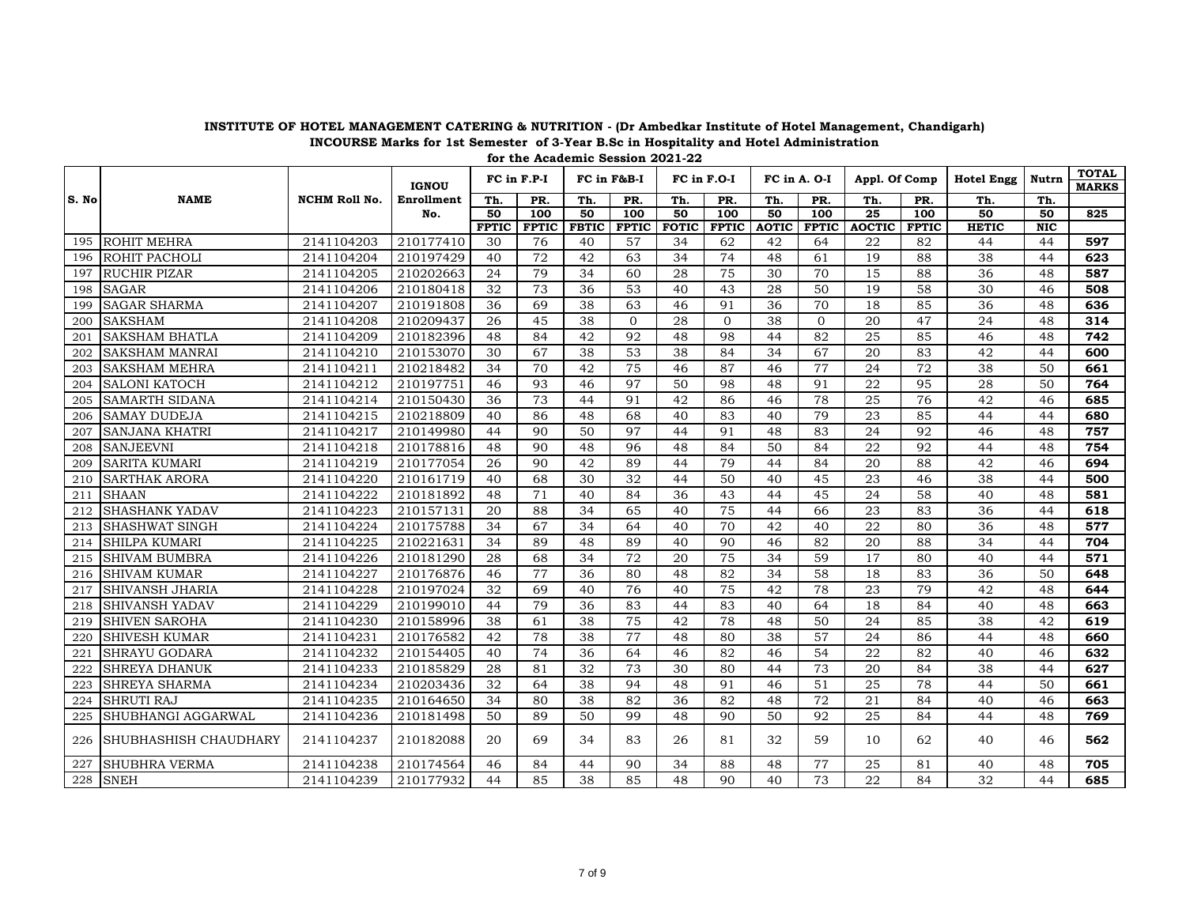**INSTITUTE OF HOTEL MANAGEMENT CATERING & NUTRITION - (Dr Ambedkar Institute of Hotel Management, Chandigarh)**

**INCOURSE Marks for 1st Semester of 3-Year B.Sc in Hospitality and Hotel Administration**

**for the Academic Session 2021-22**

| S. No | NAME | NCHM Roll No. | IGNOU Enrollment No. | FC in F.P-I | | FC in F&B-I | | FC in F.O-I | | FC in A. O-I | | Appl. Of Comp | | Hotel Engg | Nutrn | TOTAL MARKS |
|---|---|---|---|---|---|---|---|---|---|---|---|---|---|---|---|---|
| | | | | Th. | PR. | Th. | PR. | Th. | PR. | Th. | PR. | Th. | PR. | Th. | Th. | |
| | | | | 50 | 100 | 50 | 100 | 50 | 100 | 50 | 100 | 25 | 100 | 50 | 50 | 825 |
| | | | | FPTIC | FPTIC | FBTIC | FPTIC | FOTIC | FPTIC | AOTIC | FPTIC | AOCTIC | FPTIC | HETIC | NIC | |
| 195 | ROHIT MEHRA | 2141104203 | 210177410 | 30 | 76 | 40 | 57 | 34 | 62 | 42 | 64 | 22 | 82 | 44 | 44 | **597** |
| 196 | ROHIT PACHOLI | 2141104204 | 210197429 | 40 | 72 | 42 | 63 | 34 | 74 | 48 | 61 | 19 | 88 | 38 | 44 | **623** |
| 197 | RUCHIR PIZAR | 2141104205 | 210202663 | 24 | 79 | 34 | 60 | 28 | 75 | 30 | 70 | 15 | 88 | 36 | 48 | **587** |
| 198 | SAGAR | 2141104206 | 210180418 | 32 | 73 | 36 | 53 | 40 | 43 | 28 | 50 | 19 | 58 | 30 | 46 | **508** |
| 199 | SAGAR SHARMA | 2141104207 | 210191808 | 36 | 69 | 38 | 63 | 46 | 91 | 36 | 70 | 18 | 85 | 36 | 48 | **636** |
| 200 | SAKSHAM | 2141104208 | 210209437 | 26 | 45 | 38 | 0 | 28 | 0 | 38 | 0 | 20 | 47 | 24 | 48 | **314** |
| 201 | SAKSHAM BHATLA | 2141104209 | 210182396 | 48 | 84 | 42 | 92 | 48 | 98 | 44 | 82 | 25 | 85 | 46 | 48 | **742** |
| 202 | SAKSHAM MANRAI | 2141104210 | 210153070 | 30 | 67 | 38 | 53 | 38 | 84 | 34 | 67 | 20 | 83 | 42 | 44 | **600** |
| 203 | SAKSHAM MEHRA | 2141104211 | 210218482 | 34 | 70 | 42 | 75 | 46 | 87 | 46 | 77 | 24 | 72 | 38 | 50 | **661** |
| 204 | SALONI KATOCH | 2141104212 | 210197751 | 46 | 93 | 46 | 97 | 50 | 98 | 48 | 91 | 22 | 95 | 28 | 50 | **764** |
| 205 | SAMARTH SIDANA | 2141104214 | 210150430 | 36 | 73 | 44 | 91 | 42 | 86 | 46 | 78 | 25 | 76 | 42 | 46 | **685** |
| 206 | SAMAY DUDEJA | 2141104215 | 210218809 | 40 | 86 | 48 | 68 | 40 | 83 | 40 | 79 | 23 | 85 | 44 | 44 | **680** |
| 207 | SANJANA KHATRI | 2141104217 | 210149980 | 44 | 90 | 50 | 97 | 44 | 91 | 48 | 83 | 24 | 92 | 46 | 48 | **757** |
| 208 | SANJEEVNI | 2141104218 | 210178816 | 48 | 90 | 48 | 96 | 48 | 84 | 50 | 84 | 22 | 92 | 44 | 48 | **754** |
| 209 | SARITA KUMARI | 2141104219 | 210177054 | 26 | 90 | 42 | 89 | 44 | 79 | 44 | 84 | 20 | 88 | 42 | 46 | **694** |
| 210 | SARTHAK ARORA | 2141104220 | 210161719 | 40 | 68 | 30 | 32 | 44 | 50 | 40 | 45 | 23 | 46 | 38 | 44 | **500** |
| 211 | SHAAN | 2141104222 | 210181892 | 48 | 71 | 40 | 84 | 36 | 43 | 44 | 45 | 24 | 58 | 40 | 48 | **581** |
| 212 | SHASHANK YADAV | 2141104223 | 210157131 | 20 | 88 | 34 | 65 | 40 | 75 | 44 | 66 | 23 | 83 | 36 | 44 | **618** |
| 213 | SHASHWAT SINGH | 2141104224 | 210175788 | 34 | 67 | 34 | 64 | 40 | 70 | 42 | 40 | 22 | 80 | 36 | 48 | **577** |
| 214 | SHILPA KUMARI | 2141104225 | 210221631 | 34 | 89 | 48 | 89 | 40 | 90 | 46 | 82 | 20 | 88 | 34 | 44 | **704** |
| 215 | SHIVAM BUMBRA | 2141104226 | 210181290 | 28 | 68 | 34 | 72 | 20 | 75 | 34 | 59 | 17 | 80 | 40 | 44 | **571** |
| 216 | SHIVAM KUMAR | 2141104227 | 210176876 | 46 | 77 | 36 | 80 | 48 | 82 | 34 | 58 | 18 | 83 | 36 | 50 | **648** |
| 217 | SHIVANSH JHARIA | 2141104228 | 210197024 | 32 | 69 | 40 | 76 | 40 | 75 | 42 | 78 | 23 | 79 | 42 | 48 | **644** |
| 218 | SHIVANSH YADAV | 2141104229 | 210199010 | 44 | 79 | 36 | 83 | 44 | 83 | 40 | 64 | 18 | 84 | 40 | 48 | **663** |
| 219 | SHIVEN SAROHA | 2141104230 | 210158996 | 38 | 61 | 38 | 75 | 42 | 78 | 48 | 50 | 24 | 85 | 38 | 42 | **619** |
| 220 | SHIVESH KUMAR | 2141104231 | 210176582 | 42 | 78 | 38 | 77 | 48 | 80 | 38 | 57 | 24 | 86 | 44 | 48 | **660** |
| 221 | SHRAYU GODARA | 2141104232 | 210154405 | 40 | 74 | 36 | 64 | 46 | 82 | 46 | 54 | 22 | 82 | 40 | 46 | **632** |
| 222 | SHREYA DHANUK | 2141104233 | 210185829 | 28 | 81 | 32 | 73 | 30 | 80 | 44 | 73 | 20 | 84 | 38 | 44 | **627** |
| 223 | SHREYA SHARMA | 2141104234 | 210203436 | 32 | 64 | 38 | 94 | 48 | 91 | 46 | 51 | 25 | 78 | 44 | 50 | **661** |
| 224 | SHRUTI RAJ | 2141104235 | 210164650 | 34 | 80 | 38 | 82 | 36 | 82 | 48 | 72 | 21 | 84 | 40 | 46 | **663** |
| 225 | SHUBHANGI AGGARWAL | 2141104236 | 210181498 | 50 | 89 | 50 | 99 | 48 | 90 | 50 | 92 | 25 | 84 | 44 | 48 | **769** |
| 226 | SHUBHASHISH CHAUDHARY | 2141104237 | 210182088 | 20 | 69 | 34 | 83 | 26 | 81 | 32 | 59 | 10 | 62 | 40 | 46 | **562** |
| 227 | SHUBHRA VERMA | 2141104238 | 210174564 | 46 | 84 | 44 | 90 | 34 | 88 | 48 | 77 | 25 | 81 | 40 | 48 | **705** |
| 228 | SNEH | 2141104239 | 210177932 | 44 | 85 | 38 | 85 | 48 | 90 | 40 | 73 | 22 | 84 | 32 | 44 | **685** |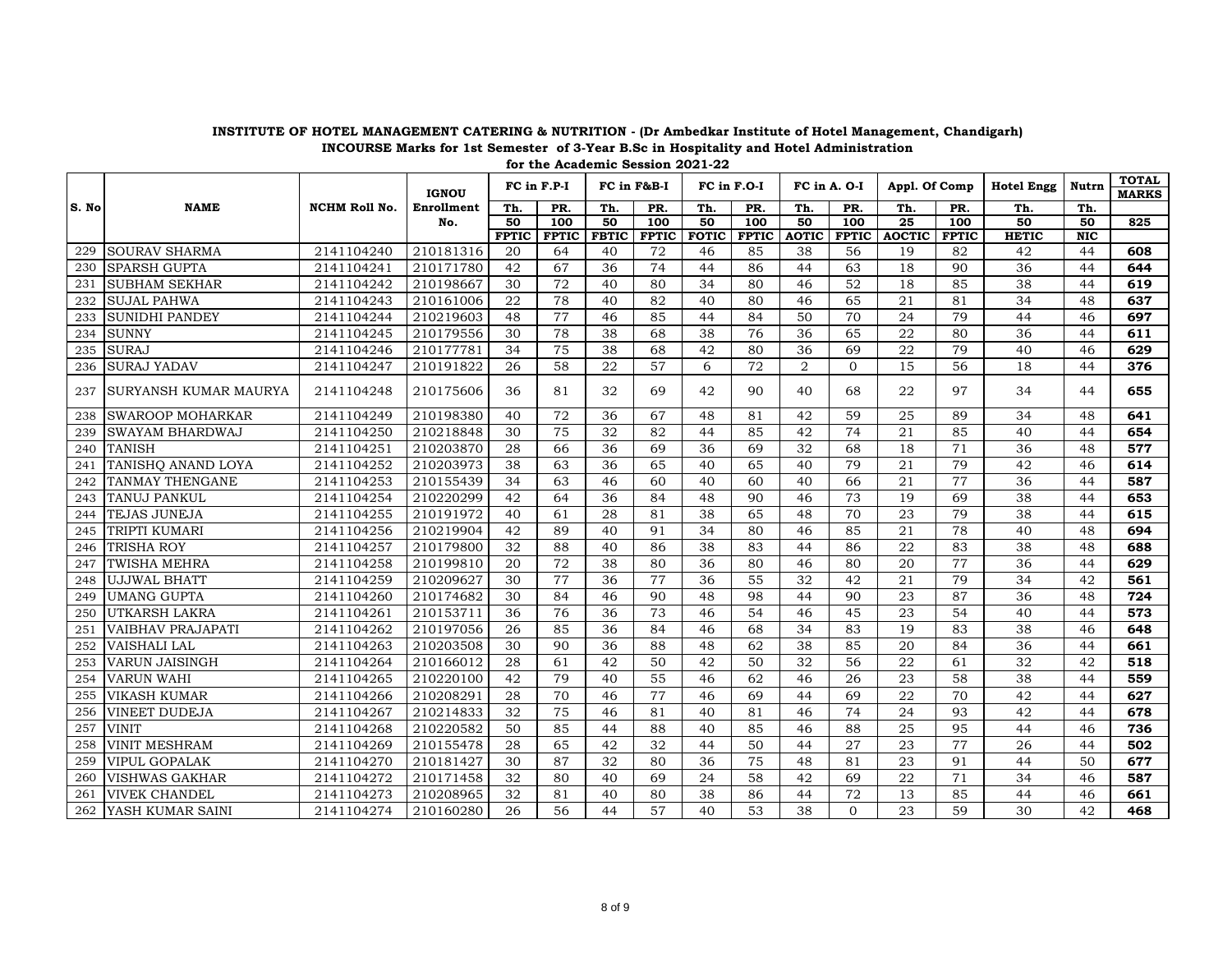**INSTITUTE OF HOTEL MANAGEMENT CATERING & NUTRITION - (Dr Ambedkar Institute of Hotel Management, Chandigarh)**
**INCOURSE Marks for 1st Semester of 3-Year B.Sc in Hospitality and Hotel Administration**
**for the Academic Session 2021-22**

| S. No | NAME | NCHM Roll No. | IGNOU Enrollment No. | FC in F.P-I | | FC in F&B-I | | FC in F.O-I | | FC in A. O-I | | Appl. Of Comp | | Hotel Engg | Nutrn | TOTAL MARKS |
|---|---|---|---|---|---|---|---|---|---|---|---|---|---|---|---|---|
| | | | | Th. | PR. | Th. | PR. | Th. | PR. | Th. | PR. | Th. | PR. | Th. | Th. | |
| | | | | 50 | 100 | 50 | 100 | 50 | 100 | 50 | 100 | 25 | 100 | 50 | 50 | 825 |
| | | | | FPTIC | FPTIC | FBTIC | FPTIC | FOTIC | FPTIC | AOTIC | FPTIC | AOCTIC | FPTIC | HETIC | NIC | |
| 229 | SOURAV SHARMA | 2141104240 | 210181316 | 20 | 64 | 40 | 72 | 46 | 85 | 38 | 56 | 19 | 82 | 42 | 44 | **608** |
| 230 | SPARSH GUPTA | 2141104241 | 210171780 | 42 | 67 | 36 | 74 | 44 | 86 | 44 | 63 | 18 | 90 | 36 | 44 | **644** |
| 231 | SUBHAM SEKHAR | 2141104242 | 210198667 | 30 | 72 | 40 | 80 | 34 | 80 | 46 | 52 | 18 | 85 | 38 | 44 | **619** |
| 232 | SUJAL PAHWA | 2141104243 | 210161006 | 22 | 78 | 40 | 82 | 40 | 80 | 46 | 65 | 21 | 81 | 34 | 48 | **637** |
| 233 | SUNIDHI PANDEY | 2141104244 | 210219603 | 48 | 77 | 46 | 85 | 44 | 84 | 50 | 70 | 24 | 79 | 44 | 46 | **697** |
| 234 | SUNNY | 2141104245 | 210179556 | 30 | 78 | 38 | 68 | 38 | 76 | 36 | 65 | 22 | 80 | 36 | 44 | **611** |
| 235 | SURAJ | 2141104246 | 210177781 | 34 | 75 | 38 | 68 | 42 | 80 | 36 | 69 | 22 | 79 | 40 | 46 | **629** |
| 236 | SURAJ YADAV | 2141104247 | 210191822 | 26 | 58 | 22 | 57 | 6 | 72 | 2 | 0 | 15 | 56 | 18 | 44 | **376** |
| 237 | SURYANSH KUMAR MAURYA | 2141104248 | 210175606 | 36 | 81 | 32 | 69 | 42 | 90 | 40 | 68 | 22 | 97 | 34 | 44 | **655** |
| 238 | SWAROOP MOHARKAR | 2141104249 | 210198380 | 40 | 72 | 36 | 67 | 48 | 81 | 42 | 59 | 25 | 89 | 34 | 48 | **641** |
| 239 | SWAYAM BHARDWAJ | 2141104250 | 210218848 | 30 | 75 | 32 | 82 | 44 | 85 | 42 | 74 | 21 | 85 | 40 | 44 | **654** |
| 240 | TANISH | 2141104251 | 210203870 | 28 | 66 | 36 | 69 | 36 | 69 | 32 | 68 | 18 | 71 | 36 | 48 | **577** |
| 241 | TANISHQ ANAND LOYA | 2141104252 | 210203973 | 38 | 63 | 36 | 65 | 40 | 65 | 40 | 79 | 21 | 79 | 42 | 46 | **614** |
| 242 | TANMAY THENGANE | 2141104253 | 210155439 | 34 | 63 | 46 | 60 | 40 | 60 | 40 | 66 | 21 | 77 | 36 | 44 | **587** |
| 243 | TANUJ PANKUL | 2141104254 | 210220299 | 42 | 64 | 36 | 84 | 48 | 90 | 46 | 73 | 19 | 69 | 38 | 44 | **653** |
| 244 | TEJAS JUNEJA | 2141104255 | 210191972 | 40 | 61 | 28 | 81 | 38 | 65 | 48 | 70 | 23 | 79 | 38 | 44 | **615** |
| 245 | TRIPTI KUMARI | 2141104256 | 210219904 | 42 | 89 | 40 | 91 | 34 | 80 | 46 | 85 | 21 | 78 | 40 | 48 | **694** |
| 246 | TRISHA ROY | 2141104257 | 210179800 | 32 | 88 | 40 | 86 | 38 | 83 | 44 | 86 | 22 | 83 | 38 | 48 | **688** |
| 247 | TWISHA MEHRA | 2141104258 | 210199810 | 20 | 72 | 38 | 80 | 36 | 80 | 46 | 80 | 20 | 77 | 36 | 44 | **629** |
| 248 | UJJWAL BHATT | 2141104259 | 210209627 | 30 | 77 | 36 | 77 | 36 | 55 | 32 | 42 | 21 | 79 | 34 | 42 | **561** |
| 249 | UMANG GUPTA | 2141104260 | 210174682 | 30 | 84 | 46 | 90 | 48 | 98 | 44 | 90 | 23 | 87 | 36 | 48 | **724** |
| 250 | UTKARSH LAKRA | 2141104261 | 210153711 | 36 | 76 | 36 | 73 | 46 | 54 | 46 | 45 | 23 | 54 | 40 | 44 | **573** |
| 251 | VAIBHAV PRAJAPATI | 2141104262 | 210197056 | 26 | 85 | 36 | 84 | 46 | 68 | 34 | 83 | 19 | 83 | 38 | 46 | **648** |
| 252 | VAISHALI LAL | 2141104263 | 210203508 | 30 | 90 | 36 | 88 | 48 | 62 | 38 | 85 | 20 | 84 | 36 | 44 | **661** |
| 253 | VARUN JAISINGH | 2141104264 | 210166012 | 28 | 61 | 42 | 50 | 42 | 50 | 32 | 56 | 22 | 61 | 32 | 42 | **518** |
| 254 | VARUN WAHI | 2141104265 | 210220100 | 42 | 79 | 40 | 55 | 46 | 62 | 46 | 26 | 23 | 58 | 38 | 44 | **559** |
| 255 | VIKASH KUMAR | 2141104266 | 210208291 | 28 | 70 | 46 | 77 | 46 | 69 | 44 | 69 | 22 | 70 | 42 | 44 | **627** |
| 256 | VINEET DUDEJA | 2141104267 | 210214833 | 32 | 75 | 46 | 81 | 40 | 81 | 46 | 74 | 24 | 93 | 42 | 44 | **678** |
| 257 | VINIT | 2141104268 | 210220582 | 50 | 85 | 44 | 88 | 40 | 85 | 46 | 88 | 25 | 95 | 44 | 46 | **736** |
| 258 | VINIT MESHRAM | 2141104269 | 210155478 | 28 | 65 | 42 | 32 | 44 | 50 | 44 | 27 | 23 | 77 | 26 | 44 | **502** |
| 259 | VIPUL GOPALAK | 2141104270 | 210181427 | 30 | 87 | 32 | 80 | 36 | 75 | 48 | 81 | 23 | 91 | 44 | 50 | **677** |
| 260 | VISHWAS GAKHAR | 2141104272 | 210171458 | 32 | 80 | 40 | 69 | 24 | 58 | 42 | 69 | 22 | 71 | 34 | 46 | **587** |
| 261 | VIVEK CHANDEL | 2141104273 | 210208965 | 32 | 81 | 40 | 80 | 38 | 86 | 44 | 72 | 13 | 85 | 44 | 46 | **661** |
| 262 | YASH KUMAR SAINI | 2141104274 | 210160280 | 26 | 56 | 44 | 57 | 40 | 53 | 38 | 0 | 23 | 59 | 30 | 42 | **468** |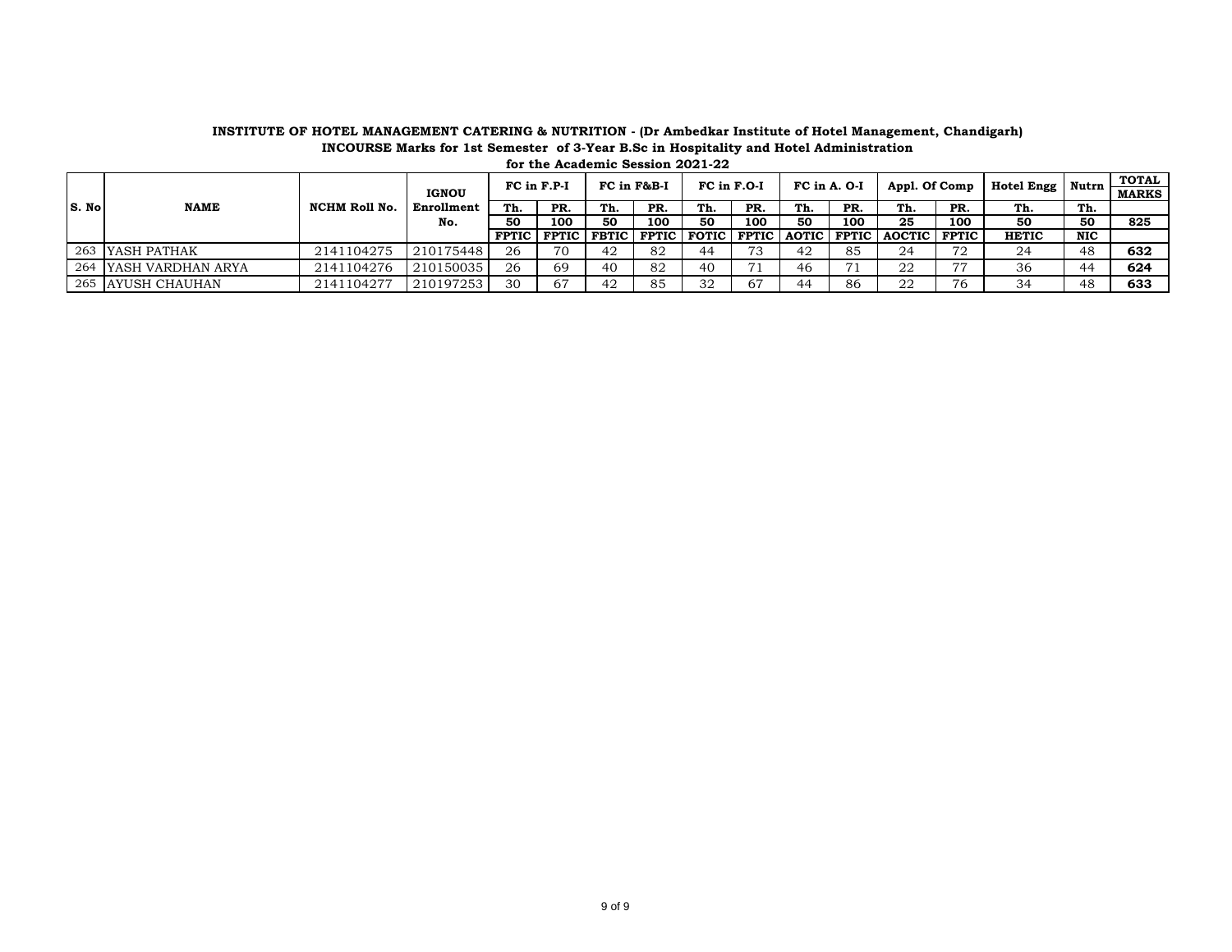**INSTITUTE OF HOTEL MANAGEMENT CATERING & NUTRITION - (Dr Ambedkar Institute of Hotel Management, Chandigarh)**

**INCOURSE Marks for 1st Semester of 3-Year B.Sc in Hospitality and Hotel Administration**

**for the Academic Session 2021-22**

| S. No | NAME | NCHM Roll No. | IGNOU Enrollment No. | FC in F.P-I | | FC in F&B-I | | FC in F.O-I | | FC in A. O-I | | Appl. Of Comp | | Hotel Engg | Nutrn | TOTAL MARKS |
|---|---|---|---|---|---|---|---|---|---|---|---|---|---|---|---|---|
| | | | | Th. | PR. | Th. | PR. | Th. | PR. | Th. | PR. | Th. | PR. | Th. | Th. | |
| | | | | 50 | 100 | 50 | 100 | 50 | 100 | 50 | 100 | 25 | 100 | 50 | 50 | 825 |
| | | | | FPTIC | FPTIC | FBTIC | FPTIC | FOTIC | FPTIC | AOTIC | FPTIC | AOCTIC | FPTIC | HETIC | NIC | |
| 263 | YASH PATHAK | 2141104275 | 210175448 | 26 | 70 | 42 | 82 | 44 | 73 | 42 | 85 | 24 | 72 | 24 | 48 | **632** |
| 264 | YASH VARDHAN ARYA | 2141104276 | 210150035 | 26 | 69 | 40 | 82 | 40 | 71 | 46 | 71 | 22 | 77 | 36 | 44 | **624** |
| 265 | AYUSH CHAUHAN | 2141104277 | 210197253 | 30 | 67 | 42 | 85 | 32 | 67 | 44 | 86 | 22 | 76 | 34 | 48 | **633** |